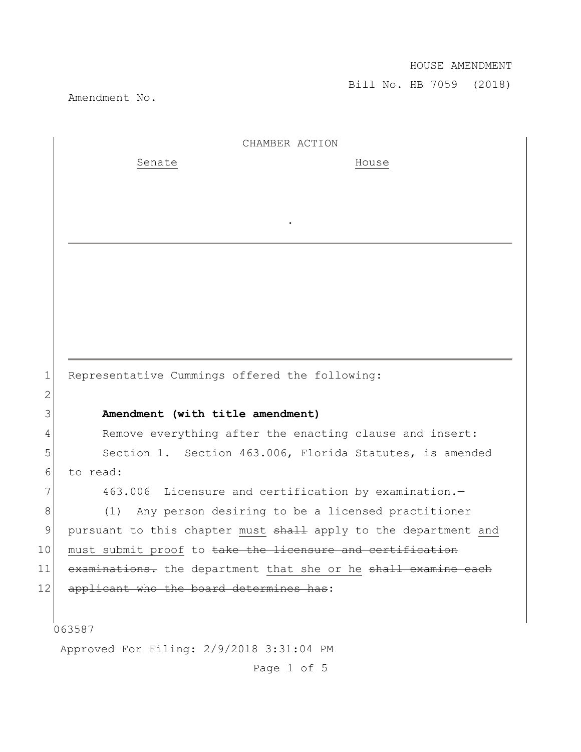HOUSE AMENDMENT

Bill No. HB 7059 (2018)

Amendment No.

CHAMBER ACTION

Senate House

.

---

---

1 Representative Cummings offered the following:

2

3 **Amendment (with title amendment)**

4 Remove everything after the enacting clause and insert:

5 Section 1. Section 463.006, Florida Statutes, is amended
6 to read:

7 463.006 Licensure and certification by examination.—

8 (1) Any person desiring to be a licensed practitioner
9 pursuant to this chapter <u>must</u> ~~shall~~ apply to the department <u>and</u>
10 <u>must submit proof</u> to ~~take the licensure and certification~~
11 ~~examinations.~~ the department <u>that she or he</u> ~~shall examine each~~
12 ~~applicant who the board determines has~~:

063587

Approved For Filing: 2/9/2018 3:31:04 PM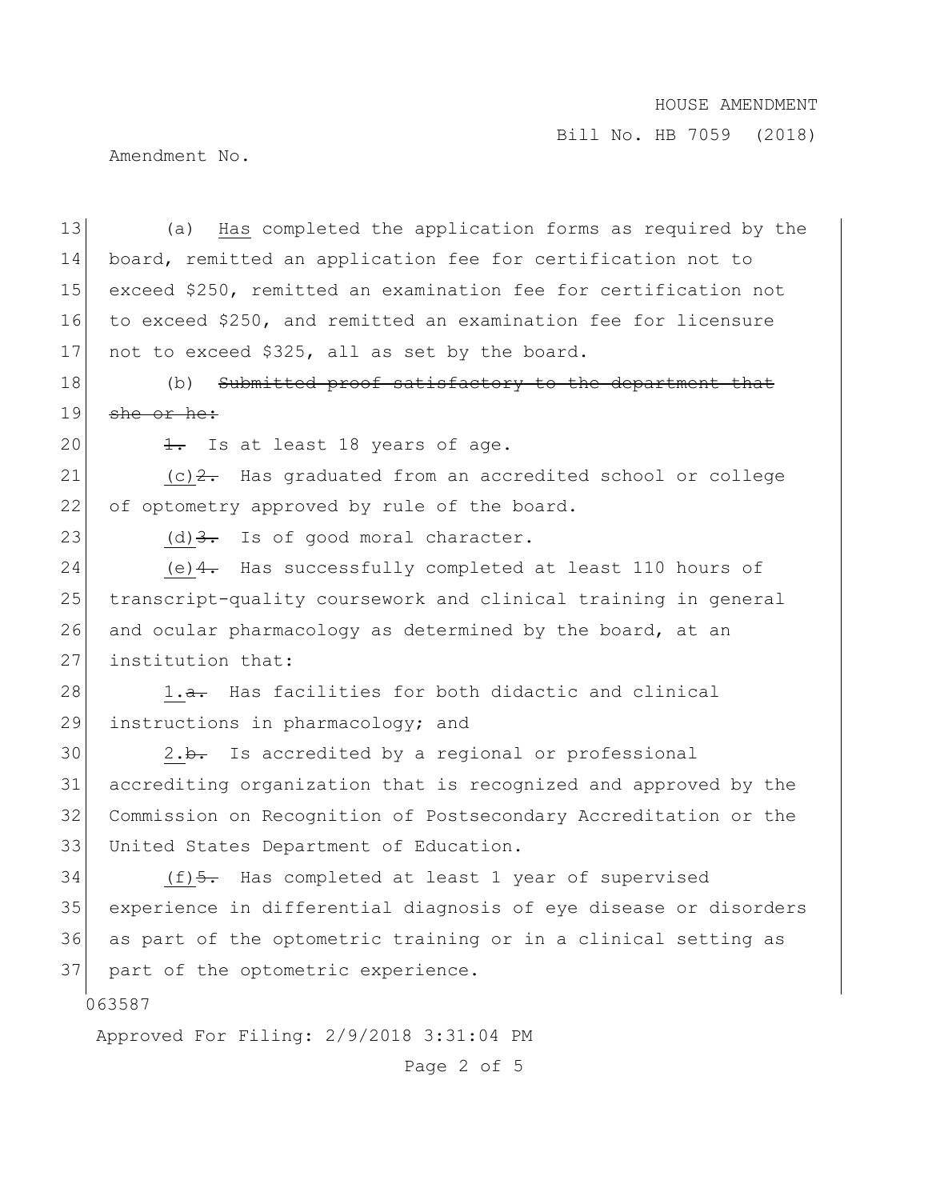(a) Has completed the application forms as required by the board, remitted an application fee for certification not to exceed $250, remitted an examination fee for certification not to exceed $250, and remitted an examination fee for licensure not to exceed $325, all as set by the board.

(b) ~~Submitted proof satisfactory to the department that she or he:~~

~~1.~~ Is at least 18 years of age.

(c)~~2.~~ Has graduated from an accredited school or college of optometry approved by rule of the board.

(d)~~3.~~ Is of good moral character.

(e)~~4.~~ Has successfully completed at least 110 hours of transcript-quality coursework and clinical training in general and ocular pharmacology as determined by the board, at an institution that:

1.~~a.~~ Has facilities for both didactic and clinical instructions in pharmacology; and

2.~~b.~~ Is accredited by a regional or professional accrediting organization that is recognized and approved by the Commission on Recognition of Postsecondary Accreditation or the United States Department of Education.

(f)~~5.~~ Has completed at least 1 year of supervised experience in differential diagnosis of eye disease or disorders as part of the optometric training or in a clinical setting as part of the optometric experience.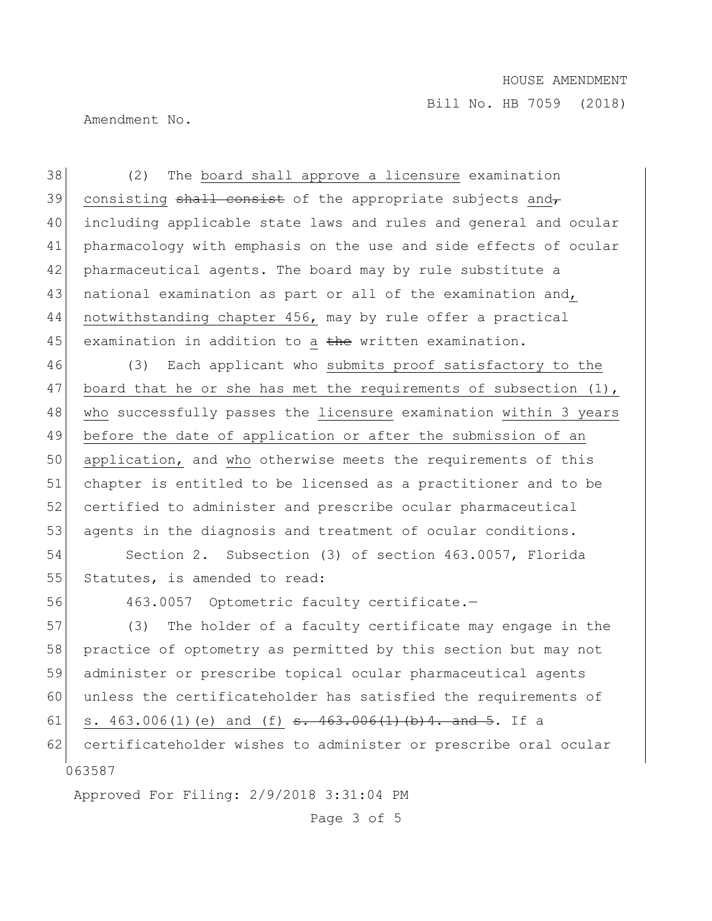(2) The board shall approve a licensure examination consisting ~~shall consist~~ of the appropriate subjects and~~,~~ including applicable state laws and rules and general and ocular pharmacology with emphasis on the use and side effects of ocular pharmaceutical agents. The board may by rule substitute a national examination as part or all of the examination and, notwithstanding chapter 456, may by rule offer a practical examination in addition to a ~~the~~ written examination.

(3) Each applicant who submits proof satisfactory to the board that he or she has met the requirements of subsection (1), who successfully passes the licensure examination within 3 years before the date of application or after the submission of an application, and who otherwise meets the requirements of this chapter is entitled to be licensed as a practitioner and to be certified to administer and prescribe ocular pharmaceutical agents in the diagnosis and treatment of ocular conditions.

Section 2. Subsection (3) of section 463.0057, Florida Statutes, is amended to read:

463.0057 Optometric faculty certificate.—

(3) The holder of a faculty certificate may engage in the practice of optometry as permitted by this section but may not administer or prescribe topical ocular pharmaceutical agents unless the certificateholder has satisfied the requirements of s. 463.006(1)(e) and (f) ~~s. 463.006(1)(b)4. and 5~~. If a certificateholder wishes to administer or prescribe oral ocular

063587

Approved For Filing: 2/9/2018 3:31:04 PM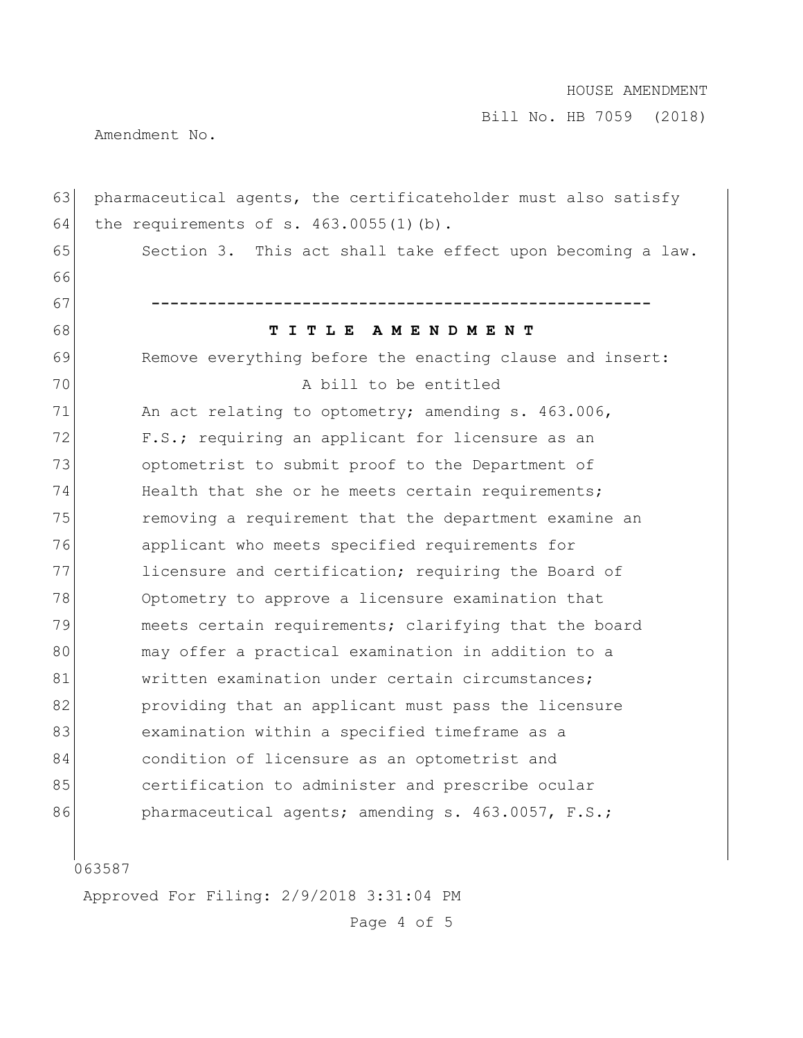pharmaceutical agents, the certificateholder must also satisfy the requirements of s. 463.0055(1)(b).

Section 3. This act shall take effect upon becoming a law.

-----------------------------------------------------

**T I T L E A M E N D M E N T**

Remove everything before the enacting clause and insert:

A bill to be entitled

An act relating to optometry; amending s. 463.006, F.S.; requiring an applicant for licensure as an optometrist to submit proof to the Department of Health that she or he meets certain requirements; removing a requirement that the department examine an applicant who meets specified requirements for licensure and certification; requiring the Board of Optometry to approve a licensure examination that meets certain requirements; clarifying that the board may offer a practical examination in addition to a written examination under certain circumstances; providing that an applicant must pass the licensure examination within a specified timeframe as a condition of licensure as an optometrist and certification to administer and prescribe ocular pharmaceutical agents; amending s. 463.0057, F.S.;

063587

Approved For Filing: 2/9/2018 3:31:04 PM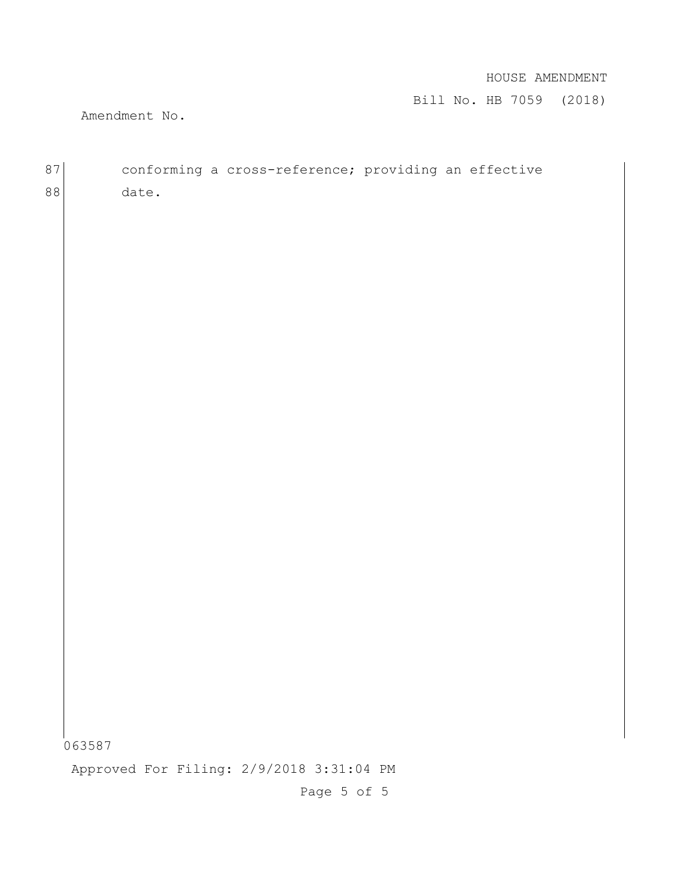87 conforming a cross-reference; providing an effective

88 date.

063587

Approved For Filing: 2/9/2018 3:31:04 PM